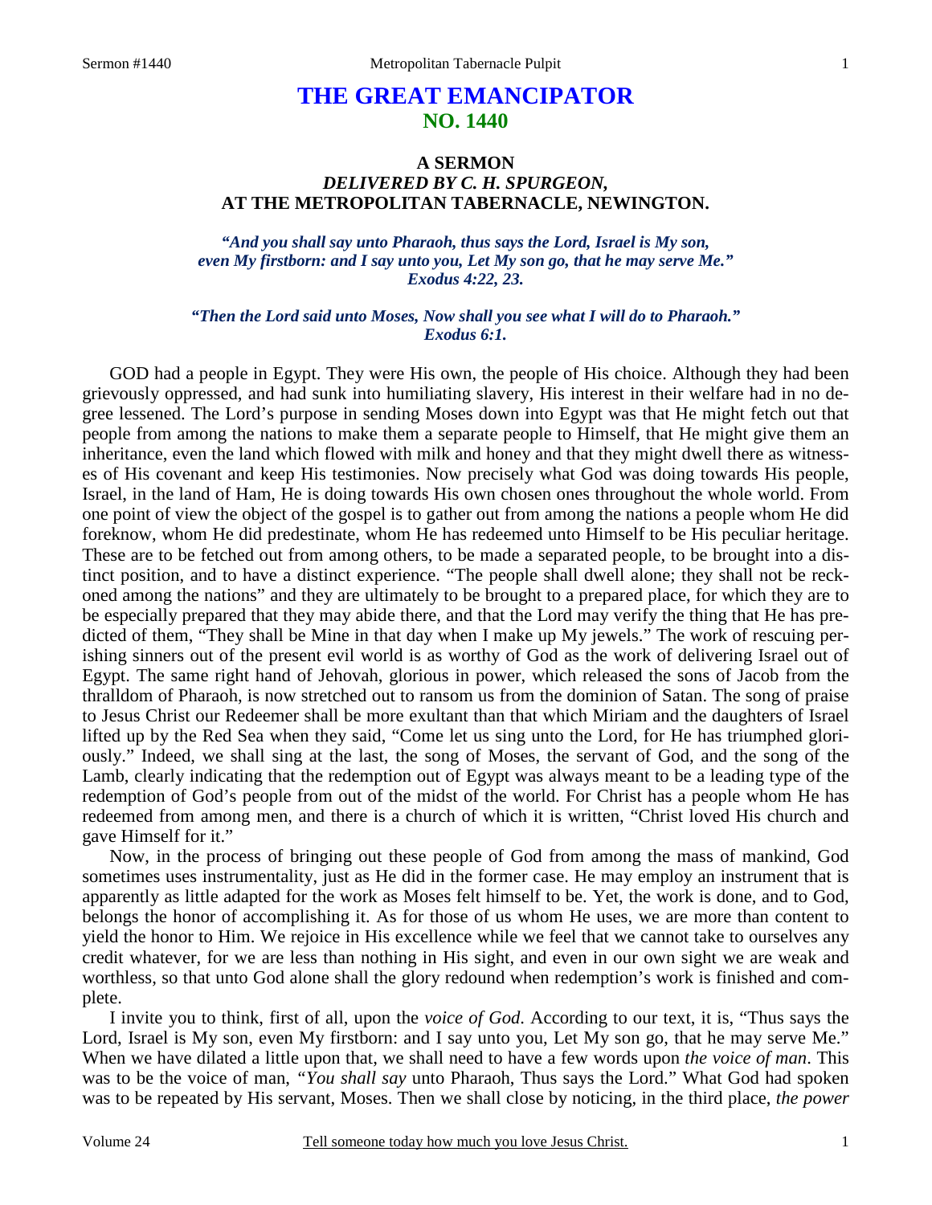# THE GREAT EMANCIPATOR
## NO. 1440

### A SERMON
### *DELIVERED BY C. H. SPURGEON,*
### AT THE METROPOLITAN TABERNACLE, NEWINGTON.

***"And you shall say unto Pharaoh, thus says the Lord, Israel is My son, even My firstborn: and I say unto you, Let My son go, that he may serve Me." Exodus 4:22, 23.***

***"Then the Lord said unto Moses, Now shall you see what I will do to Pharaoh." Exodus 6:1.***

GOD had a people in Egypt. They were His own, the people of His choice. Although they had been grievously oppressed, and had sunk into humiliating slavery, His interest in their welfare had in no degree lessened. The Lord's purpose in sending Moses down into Egypt was that He might fetch out that people from among the nations to make them a separate people to Himself, that He might give them an inheritance, even the land which flowed with milk and honey and that they might dwell there as witnesses of His covenant and keep His testimonies. Now precisely what God was doing towards His people, Israel, in the land of Ham, He is doing towards His own chosen ones throughout the whole world. From one point of view the object of the gospel is to gather out from among the nations a people whom He did foreknow, whom He did predestinate, whom He has redeemed unto Himself to be His peculiar heritage. These are to be fetched out from among others, to be made a separated people, to be brought into a distinct position, and to have a distinct experience. "The people shall dwell alone; they shall not be reckoned among the nations" and they are ultimately to be brought to a prepared place, for which they are to be especially prepared that they may abide there, and that the Lord may verify the thing that He has predicted of them, "They shall be Mine in that day when I make up My jewels." The work of rescuing perishing sinners out of the present evil world is as worthy of God as the work of delivering Israel out of Egypt. The same right hand of Jehovah, glorious in power, which released the sons of Jacob from the thralldom of Pharaoh, is now stretched out to ransom us from the dominion of Satan. The song of praise to Jesus Christ our Redeemer shall be more exultant than that which Miriam and the daughters of Israel lifted up by the Red Sea when they said, "Come let us sing unto the Lord, for He has triumphed gloriously." Indeed, we shall sing at the last, the song of Moses, the servant of God, and the song of the Lamb, clearly indicating that the redemption out of Egypt was always meant to be a leading type of the redemption of God's people from out of the midst of the world. For Christ has a people whom He has redeemed from among men, and there is a church of which it is written, "Christ loved His church and gave Himself for it."

Now, in the process of bringing out these people of God from among the mass of mankind, God sometimes uses instrumentality, just as He did in the former case. He may employ an instrument that is apparently as little adapted for the work as Moses felt himself to be. Yet, the work is done, and to God, belongs the honor of accomplishing it. As for those of us whom He uses, we are more than content to yield the honor to Him. We rejoice in His excellence while we feel that we cannot take to ourselves any credit whatever, for we are less than nothing in His sight, and even in our own sight we are weak and worthless, so that unto God alone shall the glory redound when redemption's work is finished and complete.

I invite you to think, first of all, upon the *voice of God*. According to our text, it is, "Thus says the Lord, Israel is My son, even My firstborn: and I say unto you, Let My son go, that he may serve Me." When we have dilated a little upon that, we shall need to have a few words upon *the voice of man*. This was to be the voice of man, *"You shall say* unto Pharaoh, Thus says the Lord." What God had spoken was to be repeated by His servant, Moses. Then we shall close by noticing, in the third place, *the power*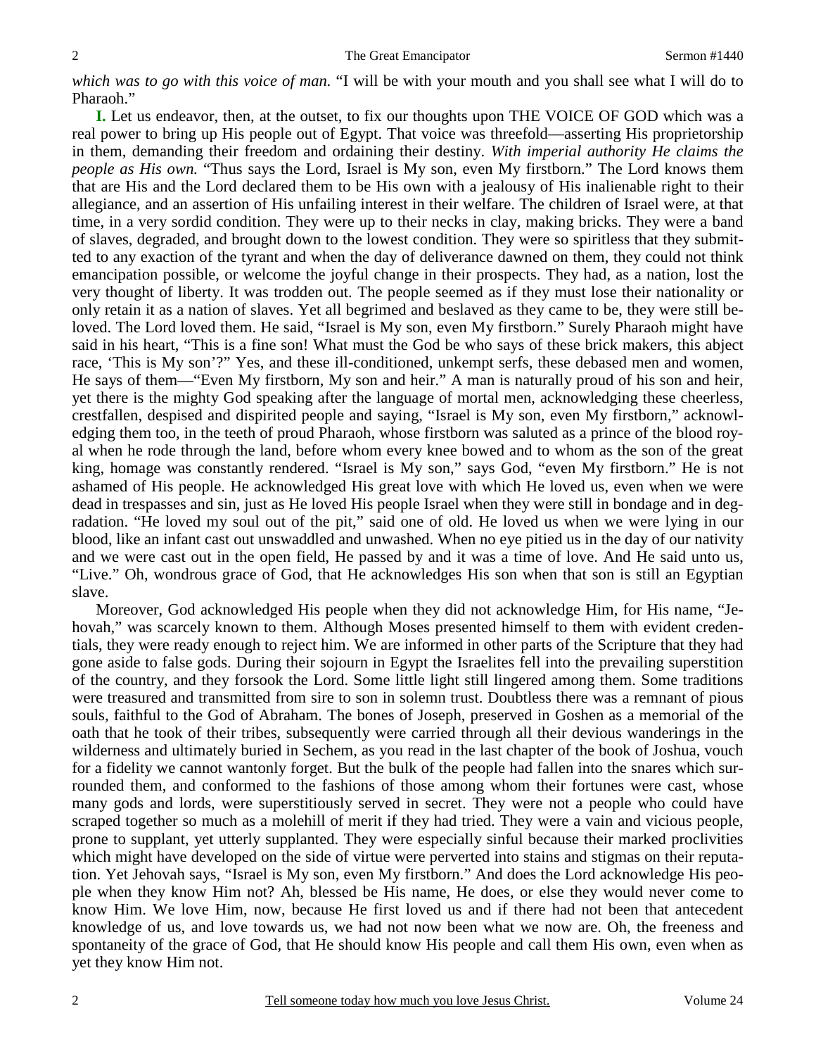*which was to go with this voice of man.* "I will be with your mouth and you shall see what I will do to Pharaoh."

**I.** Let us endeavor, then, at the outset, to fix our thoughts upon THE VOICE OF GOD which was a real power to bring up His people out of Egypt. That voice was threefold—asserting His proprietorship in them, demanding their freedom and ordaining their destiny. *With imperial authority He claims the people as His own.* "Thus says the Lord, Israel is My son, even My firstborn." The Lord knows them that are His and the Lord declared them to be His own with a jealousy of His inalienable right to their allegiance, and an assertion of His unfailing interest in their welfare. The children of Israel were, at that time, in a very sordid condition. They were up to their necks in clay, making bricks. They were a band of slaves, degraded, and brought down to the lowest condition. They were so spiritless that they submitted to any exaction of the tyrant and when the day of deliverance dawned on them, they could not think emancipation possible, or welcome the joyful change in their prospects. They had, as a nation, lost the very thought of liberty. It was trodden out. The people seemed as if they must lose their nationality or only retain it as a nation of slaves. Yet all begrimed and beslaved as they came to be, they were still beloved. The Lord loved them. He said, "Israel is My son, even My firstborn." Surely Pharaoh might have said in his heart, "This is a fine son! What must the God be who says of these brick makers, this abject race, 'This is My son'?" Yes, and these ill-conditioned, unkempt serfs, these debased men and women, He says of them—"Even My firstborn, My son and heir." A man is naturally proud of his son and heir, yet there is the mighty God speaking after the language of mortal men, acknowledging these cheerless, crestfallen, despised and dispirited people and saying, "Israel is My son, even My firstborn," acknowledging them too, in the teeth of proud Pharaoh, whose firstborn was saluted as a prince of the blood royal when he rode through the land, before whom every knee bowed and to whom as the son of the great king, homage was constantly rendered. "Israel is My son," says God, "even My firstborn." He is not ashamed of His people. He acknowledged His great love with which He loved us, even when we were dead in trespasses and sin, just as He loved His people Israel when they were still in bondage and in degradation. "He loved my soul out of the pit," said one of old. He loved us when we were lying in our blood, like an infant cast out unswaddled and unwashed. When no eye pitied us in the day of our nativity and we were cast out in the open field, He passed by and it was a time of love. And He said unto us, "Live." Oh, wondrous grace of God, that He acknowledges His son when that son is still an Egyptian slave.

Moreover, God acknowledged His people when they did not acknowledge Him, for His name, "Jehovah," was scarcely known to them. Although Moses presented himself to them with evident credentials, they were ready enough to reject him. We are informed in other parts of the Scripture that they had gone aside to false gods. During their sojourn in Egypt the Israelites fell into the prevailing superstition of the country, and they forsook the Lord. Some little light still lingered among them. Some traditions were treasured and transmitted from sire to son in solemn trust. Doubtless there was a remnant of pious souls, faithful to the God of Abraham. The bones of Joseph, preserved in Goshen as a memorial of the oath that he took of their tribes, subsequently were carried through all their devious wanderings in the wilderness and ultimately buried in Sechem, as you read in the last chapter of the book of Joshua, vouch for a fidelity we cannot wantonly forget. But the bulk of the people had fallen into the snares which surrounded them, and conformed to the fashions of those among whom their fortunes were cast, whose many gods and lords, were superstitiously served in secret. They were not a people who could have scraped together so much as a molehill of merit if they had tried. They were a vain and vicious people, prone to supplant, yet utterly supplanted. They were especially sinful because their marked proclivities which might have developed on the side of virtue were perverted into stains and stigmas on their reputation. Yet Jehovah says, "Israel is My son, even My firstborn." And does the Lord acknowledge His people when they know Him not? Ah, blessed be His name, He does, or else they would never come to know Him. We love Him, now, because He first loved us and if there had not been that antecedent knowledge of us, and love towards us, we had not now been what we now are. Oh, the freeness and spontaneity of the grace of God, that He should know His people and call them His own, even when as yet they know Him not.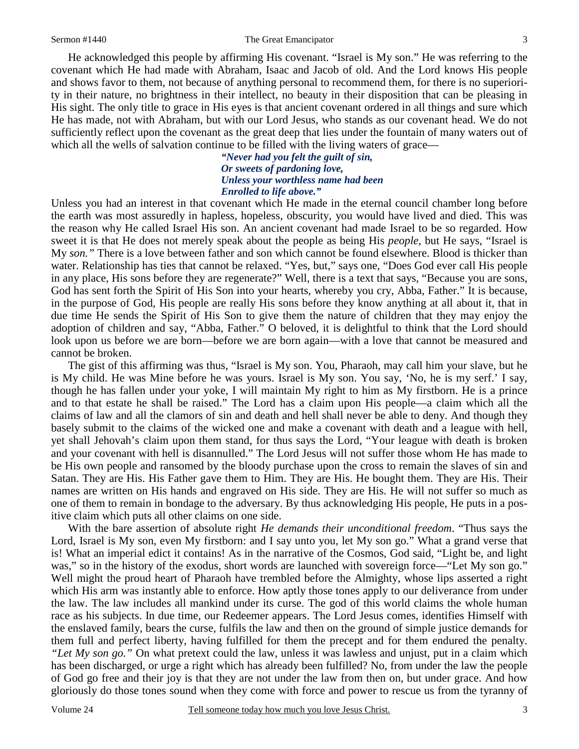He acknowledged this people by affirming His covenant. "Israel is My son." He was referring to the covenant which He had made with Abraham, Isaac and Jacob of old. And the Lord knows His people and shows favor to them, not because of anything personal to recommend them, for there is no superiority in their nature, no brightness in their intellect, no beauty in their disposition that can be pleasing in His sight. The only title to grace in His eyes is that ancient covenant ordered in all things and sure which He has made, not with Abraham, but with our Lord Jesus, who stands as our covenant head. We do not sufficiently reflect upon the covenant as the great deep that lies under the fountain of many waters out of which all the wells of salvation continue to be filled with the living waters of grace—

> *"Never had you felt the guilt of sin,*
> *Or sweets of pardoning love,*
> *Unless your worthless name had been*
> *Enrolled to life above."*

Unless you had an interest in that covenant which He made in the eternal council chamber long before the earth was most assuredly in hapless, hopeless, obscurity, you would have lived and died. This was the reason why He called Israel His son. An ancient covenant had made Israel to be so regarded. How sweet it is that He does not merely speak about the people as being His *people*, but He says, "Israel is My *son."* There is a love between father and son which cannot be found elsewhere. Blood is thicker than water. Relationship has ties that cannot be relaxed. "Yes, but," says one, "Does God ever call His people in any place, His sons before they are regenerate?" Well, there is a text that says, "Because you are sons, God has sent forth the Spirit of His Son into your hearts, whereby you cry, Abba, Father." It is because, in the purpose of God, His people are really His sons before they know anything at all about it, that in due time He sends the Spirit of His Son to give them the nature of children that they may enjoy the adoption of children and say, "Abba, Father." O beloved, it is delightful to think that the Lord should look upon us before we are born—before we are born again—with a love that cannot be measured and cannot be broken.

The gist of this affirming was thus, "Israel is My son. You, Pharaoh, may call him your slave, but he is My child. He was Mine before he was yours. Israel is My son. You say, 'No, he is my serf.' I say, though he has fallen under your yoke, I will maintain My right to him as My firstborn. He is a prince and to that estate he shall be raised." The Lord has a claim upon His people—a claim which all the claims of law and all the clamors of sin and death and hell shall never be able to deny. And though they basely submit to the claims of the wicked one and make a covenant with death and a league with hell, yet shall Jehovah's claim upon them stand, for thus says the Lord, "Your league with death is broken and your covenant with hell is disannulled." The Lord Jesus will not suffer those whom He has made to be His own people and ransomed by the bloody purchase upon the cross to remain the slaves of sin and Satan. They are His. His Father gave them to Him. They are His. He bought them. They are His. Their names are written on His hands and engraved on His side. They are His. He will not suffer so much as one of them to remain in bondage to the adversary. By thus acknowledging His people, He puts in a positive claim which puts all other claims on one side.

With the bare assertion of absolute right *He demands their unconditional freedom*. "Thus says the Lord, Israel is My son, even My firstborn: and I say unto you, let My son go." What a grand verse that is! What an imperial edict it contains! As in the narrative of the Cosmos, God said, "Light be, and light was," so in the history of the exodus, short words are launched with sovereign force—"Let My son go." Well might the proud heart of Pharaoh have trembled before the Almighty, whose lips asserted a right which His arm was instantly able to enforce. How aptly those tones apply to our deliverance from under the law. The law includes all mankind under its curse. The god of this world claims the whole human race as his subjects. In due time, our Redeemer appears. The Lord Jesus comes, identifies Himself with the enslaved family, bears the curse, fulfils the law and then on the ground of simple justice demands for them full and perfect liberty, having fulfilled for them the precept and for them endured the penalty. *"Let My son go."* On what pretext could the law, unless it was lawless and unjust, put in a claim which has been discharged, or urge a right which has already been fulfilled? No, from under the law the people of God go free and their joy is that they are not under the law from then on, but under grace. And how gloriously do those tones sound when they come with force and power to rescue us from the tyranny of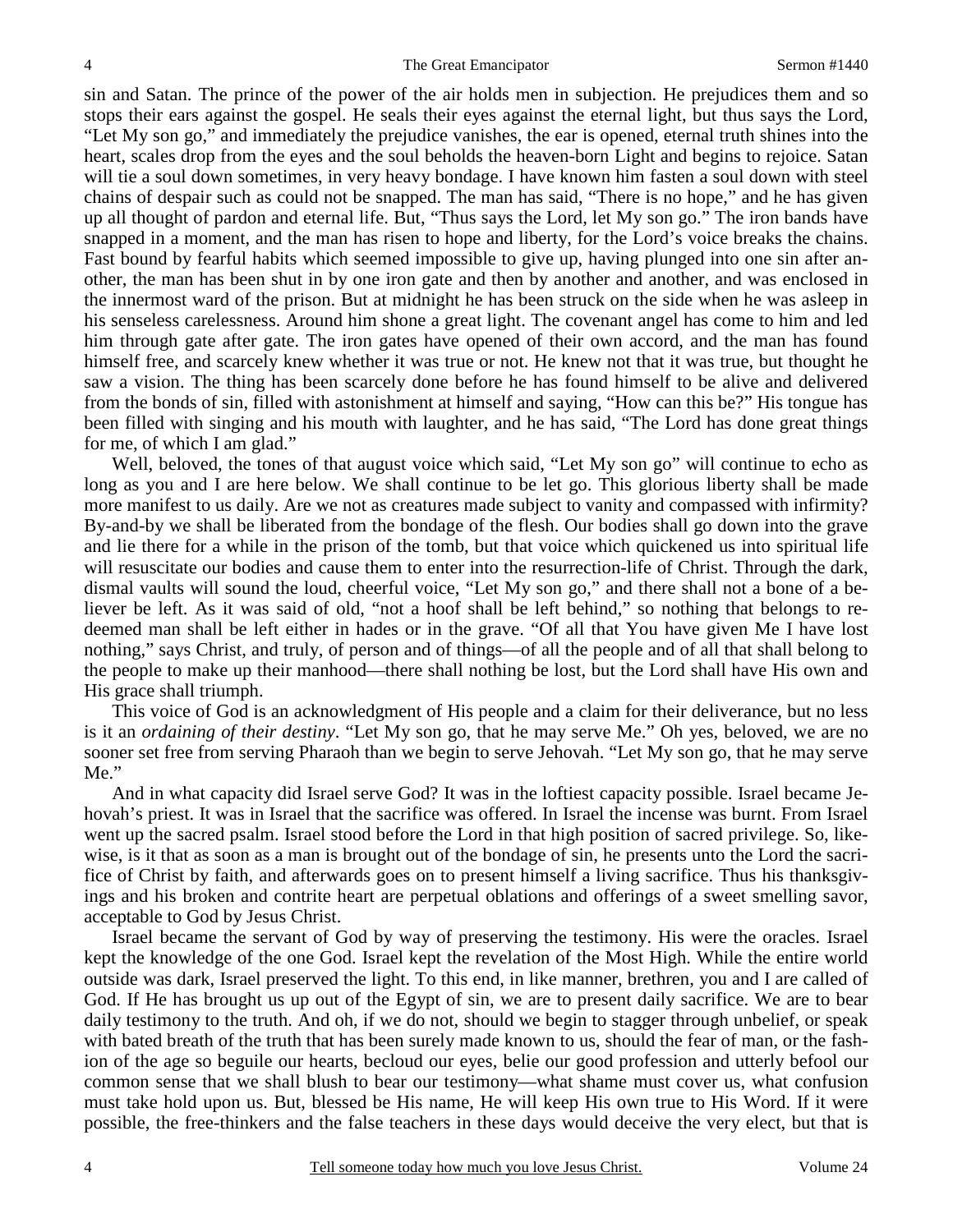sin and Satan. The prince of the power of the air holds men in subjection. He prejudices them and so stops their ears against the gospel. He seals their eyes against the eternal light, but thus says the Lord, "Let My son go," and immediately the prejudice vanishes, the ear is opened, eternal truth shines into the heart, scales drop from the eyes and the soul beholds the heaven-born Light and begins to rejoice. Satan will tie a soul down sometimes, in very heavy bondage. I have known him fasten a soul down with steel chains of despair such as could not be snapped. The man has said, "There is no hope," and he has given up all thought of pardon and eternal life. But, "Thus says the Lord, let My son go." The iron bands have snapped in a moment, and the man has risen to hope and liberty, for the Lord's voice breaks the chains. Fast bound by fearful habits which seemed impossible to give up, having plunged into one sin after another, the man has been shut in by one iron gate and then by another and another, and was enclosed in the innermost ward of the prison. But at midnight he has been struck on the side when he was asleep in his senseless carelessness. Around him shone a great light. The covenant angel has come to him and led him through gate after gate. The iron gates have opened of their own accord, and the man has found himself free, and scarcely knew whether it was true or not. He knew not that it was true, but thought he saw a vision. The thing has been scarcely done before he has found himself to be alive and delivered from the bonds of sin, filled with astonishment at himself and saying, "How can this be?" His tongue has been filled with singing and his mouth with laughter, and he has said, "The Lord has done great things for me, of which I am glad."

Well, beloved, the tones of that august voice which said, "Let My son go" will continue to echo as long as you and I are here below. We shall continue to be let go. This glorious liberty shall be made more manifest to us daily. Are we not as creatures made subject to vanity and compassed with infirmity? By-and-by we shall be liberated from the bondage of the flesh. Our bodies shall go down into the grave and lie there for a while in the prison of the tomb, but that voice which quickened us into spiritual life will resuscitate our bodies and cause them to enter into the resurrection-life of Christ. Through the dark, dismal vaults will sound the loud, cheerful voice, "Let My son go," and there shall not a bone of a believer be left. As it was said of old, "not a hoof shall be left behind," so nothing that belongs to redeemed man shall be left either in hades or in the grave. "Of all that You have given Me I have lost nothing," says Christ, and truly, of person and of things—of all the people and of all that shall belong to the people to make up their manhood—there shall nothing be lost, but the Lord shall have His own and His grace shall triumph.

This voice of God is an acknowledgment of His people and a claim for their deliverance, but no less is it an *ordaining of their destiny*. "Let My son go, that he may serve Me." Oh yes, beloved, we are no sooner set free from serving Pharaoh than we begin to serve Jehovah. "Let My son go, that he may serve Me."

And in what capacity did Israel serve God? It was in the loftiest capacity possible. Israel became Jehovah's priest. It was in Israel that the sacrifice was offered. In Israel the incense was burnt. From Israel went up the sacred psalm. Israel stood before the Lord in that high position of sacred privilege. So, likewise, is it that as soon as a man is brought out of the bondage of sin, he presents unto the Lord the sacrifice of Christ by faith, and afterwards goes on to present himself a living sacrifice. Thus his thanksgivings and his broken and contrite heart are perpetual oblations and offerings of a sweet smelling savor, acceptable to God by Jesus Christ.

Israel became the servant of God by way of preserving the testimony. His were the oracles. Israel kept the knowledge of the one God. Israel kept the revelation of the Most High. While the entire world outside was dark, Israel preserved the light. To this end, in like manner, brethren, you and I are called of God. If He has brought us up out of the Egypt of sin, we are to present daily sacrifice. We are to bear daily testimony to the truth. And oh, if we do not, should we begin to stagger through unbelief, or speak with bated breath of the truth that has been surely made known to us, should the fear of man, or the fashion of the age so beguile our hearts, becloud our eyes, belie our good profession and utterly befool our common sense that we shall blush to bear our testimony—what shame must cover us, what confusion must take hold upon us. But, blessed be His name, He will keep His own true to His Word. If it were possible, the free-thinkers and the false teachers in these days would deceive the very elect, but that is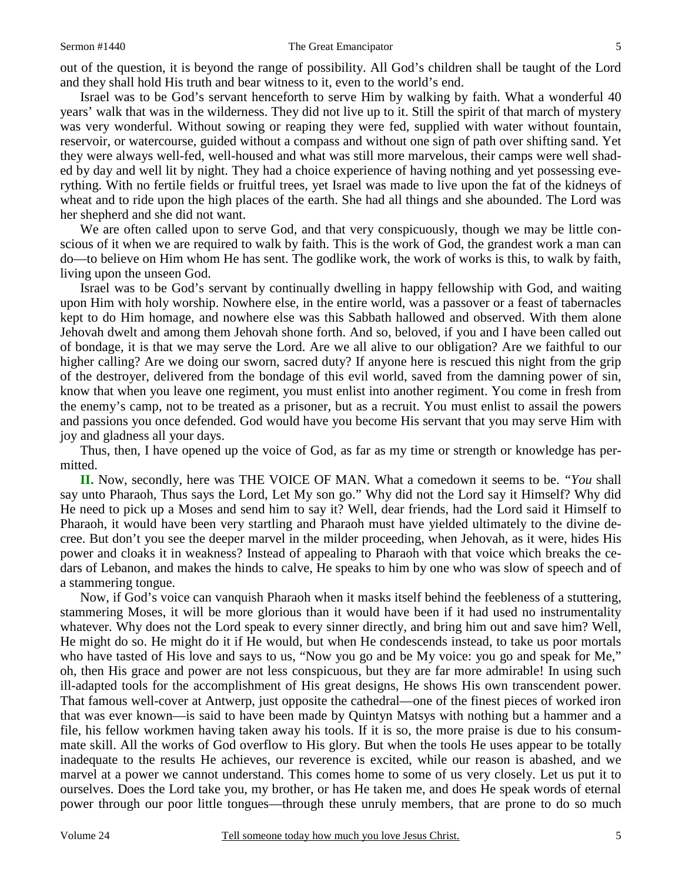out of the question, it is beyond the range of possibility. All God's children shall be taught of the Lord and they shall hold His truth and bear witness to it, even to the world's end.

Israel was to be God's servant henceforth to serve Him by walking by faith. What a wonderful 40 years' walk that was in the wilderness. They did not live up to it. Still the spirit of that march of mystery was very wonderful. Without sowing or reaping they were fed, supplied with water without fountain, reservoir, or watercourse, guided without a compass and without one sign of path over shifting sand. Yet they were always well-fed, well-housed and what was still more marvelous, their camps were well shaded by day and well lit by night. They had a choice experience of having nothing and yet possessing everything. With no fertile fields or fruitful trees, yet Israel was made to live upon the fat of the kidneys of wheat and to ride upon the high places of the earth. She had all things and she abounded. The Lord was her shepherd and she did not want.

We are often called upon to serve God, and that very conspicuously, though we may be little conscious of it when we are required to walk by faith. This is the work of God, the grandest work a man can do—to believe on Him whom He has sent. The godlike work, the work of works is this, to walk by faith, living upon the unseen God.

Israel was to be God's servant by continually dwelling in happy fellowship with God, and waiting upon Him with holy worship. Nowhere else, in the entire world, was a passover or a feast of tabernacles kept to do Him homage, and nowhere else was this Sabbath hallowed and observed. With them alone Jehovah dwelt and among them Jehovah shone forth. And so, beloved, if you and I have been called out of bondage, it is that we may serve the Lord. Are we all alive to our obligation? Are we faithful to our higher calling? Are we doing our sworn, sacred duty? If anyone here is rescued this night from the grip of the destroyer, delivered from the bondage of this evil world, saved from the damning power of sin, know that when you leave one regiment, you must enlist into another regiment. You come in fresh from the enemy's camp, not to be treated as a prisoner, but as a recruit. You must enlist to assail the powers and passions you once defended. God would have you become His servant that you may serve Him with joy and gladness all your days.

Thus, then, I have opened up the voice of God, as far as my time or strength or knowledge has permitted.

**II.** Now, secondly, here was THE VOICE OF MAN. What a comedown it seems to be. "*You* shall say unto Pharaoh, Thus says the Lord, Let My son go." Why did not the Lord say it Himself? Why did He need to pick up a Moses and send him to say it? Well, dear friends, had the Lord said it Himself to Pharaoh, it would have been very startling and Pharaoh must have yielded ultimately to the divine decree. But don't you see the deeper marvel in the milder proceeding, when Jehovah, as it were, hides His power and cloaks it in weakness? Instead of appealing to Pharaoh with that voice which breaks the cedars of Lebanon, and makes the hinds to calve, He speaks to him by one who was slow of speech and of a stammering tongue.

Now, if God's voice can vanquish Pharaoh when it masks itself behind the feebleness of a stuttering, stammering Moses, it will be more glorious than it would have been if it had used no instrumentality whatever. Why does not the Lord speak to every sinner directly, and bring him out and save him? Well, He might do so. He might do it if He would, but when He condescends instead, to take us poor mortals who have tasted of His love and says to us, "Now you go and be My voice: you go and speak for Me," oh, then His grace and power are not less conspicuous, but they are far more admirable! In using such ill-adapted tools for the accomplishment of His great designs, He shows His own transcendent power. That famous well-cover at Antwerp, just opposite the cathedral—one of the finest pieces of worked iron that was ever known—is said to have been made by Quintyn Matsys with nothing but a hammer and a file, his fellow workmen having taken away his tools. If it is so, the more praise is due to his consummate skill. All the works of God overflow to His glory. But when the tools He uses appear to be totally inadequate to the results He achieves, our reverence is excited, while our reason is abashed, and we marvel at a power we cannot understand. This comes home to some of us very closely. Let us put it to ourselves. Does the Lord take you, my brother, or has He taken me, and does He speak words of eternal power through our poor little tongues—through these unruly members, that are prone to do so much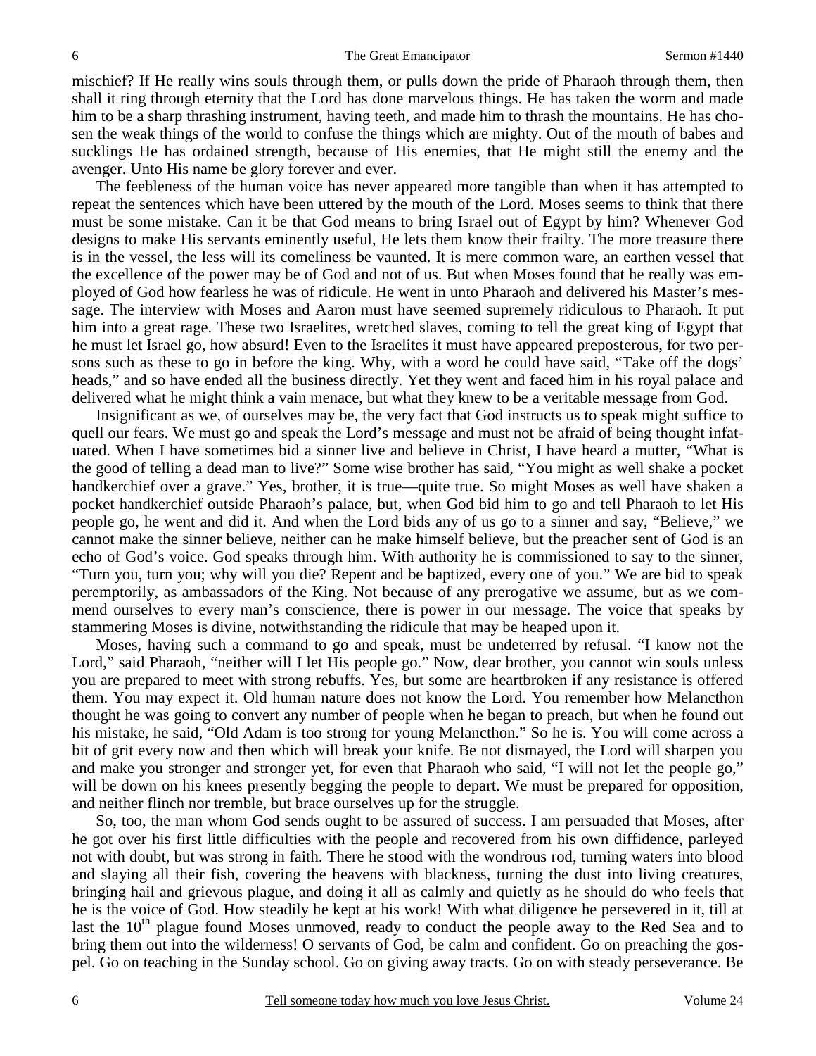mischief? If He really wins souls through them, or pulls down the pride of Pharaoh through them, then shall it ring through eternity that the Lord has done marvelous things. He has taken the worm and made him to be a sharp thrashing instrument, having teeth, and made him to thrash the mountains. He has chosen the weak things of the world to confuse the things which are mighty. Out of the mouth of babes and sucklings He has ordained strength, because of His enemies, that He might still the enemy and the avenger. Unto His name be glory forever and ever.

The feebleness of the human voice has never appeared more tangible than when it has attempted to repeat the sentences which have been uttered by the mouth of the Lord. Moses seems to think that there must be some mistake. Can it be that God means to bring Israel out of Egypt by him? Whenever God designs to make His servants eminently useful, He lets them know their frailty. The more treasure there is in the vessel, the less will its comeliness be vaunted. It is mere common ware, an earthen vessel that the excellence of the power may be of God and not of us. But when Moses found that he really was employed of God how fearless he was of ridicule. He went in unto Pharaoh and delivered his Master's message. The interview with Moses and Aaron must have seemed supremely ridiculous to Pharaoh. It put him into a great rage. These two Israelites, wretched slaves, coming to tell the great king of Egypt that he must let Israel go, how absurd! Even to the Israelites it must have appeared preposterous, for two persons such as these to go in before the king. Why, with a word he could have said, "Take off the dogs' heads," and so have ended all the business directly. Yet they went and faced him in his royal palace and delivered what he might think a vain menace, but what they knew to be a veritable message from God.

Insignificant as we, of ourselves may be, the very fact that God instructs us to speak might suffice to quell our fears. We must go and speak the Lord's message and must not be afraid of being thought infatuated. When I have sometimes bid a sinner live and believe in Christ, I have heard a mutter, "What is the good of telling a dead man to live?" Some wise brother has said, "You might as well shake a pocket handkerchief over a grave." Yes, brother, it is true—quite true. So might Moses as well have shaken a pocket handkerchief outside Pharaoh's palace, but, when God bid him to go and tell Pharaoh to let His people go, he went and did it. And when the Lord bids any of us go to a sinner and say, "Believe," we cannot make the sinner believe, neither can he make himself believe, but the preacher sent of God is an echo of God's voice. God speaks through him. With authority he is commissioned to say to the sinner, "Turn you, turn you; why will you die? Repent and be baptized, every one of you." We are bid to speak peremptorily, as ambassadors of the King. Not because of any prerogative we assume, but as we commend ourselves to every man's conscience, there is power in our message. The voice that speaks by stammering Moses is divine, notwithstanding the ridicule that may be heaped upon it.

Moses, having such a command to go and speak, must be undeterred by refusal. "I know not the Lord," said Pharaoh, "neither will I let His people go." Now, dear brother, you cannot win souls unless you are prepared to meet with strong rebuffs. Yes, but some are heartbroken if any resistance is offered them. You may expect it. Old human nature does not know the Lord. You remember how Melancthon thought he was going to convert any number of people when he began to preach, but when he found out his mistake, he said, "Old Adam is too strong for young Melancthon." So he is. You will come across a bit of grit every now and then which will break your knife. Be not dismayed, the Lord will sharpen you and make you stronger and stronger yet, for even that Pharaoh who said, "I will not let the people go," will be down on his knees presently begging the people to depart. We must be prepared for opposition, and neither flinch nor tremble, but brace ourselves up for the struggle.

So, too, the man whom God sends ought to be assured of success. I am persuaded that Moses, after he got over his first little difficulties with the people and recovered from his own diffidence, parleyed not with doubt, but was strong in faith. There he stood with the wondrous rod, turning waters into blood and slaying all their fish, covering the heavens with blackness, turning the dust into living creatures, bringing hail and grievous plague, and doing it all as calmly and quietly as he should do who feels that he is the voice of God. How steadily he kept at his work! With what diligence he persevered in it, till at last the 10th plague found Moses unmoved, ready to conduct the people away to the Red Sea and to bring them out into the wilderness! O servants of God, be calm and confident. Go on preaching the gospel. Go on teaching in the Sunday school. Go on giving away tracts. Go on with steady perseverance. Be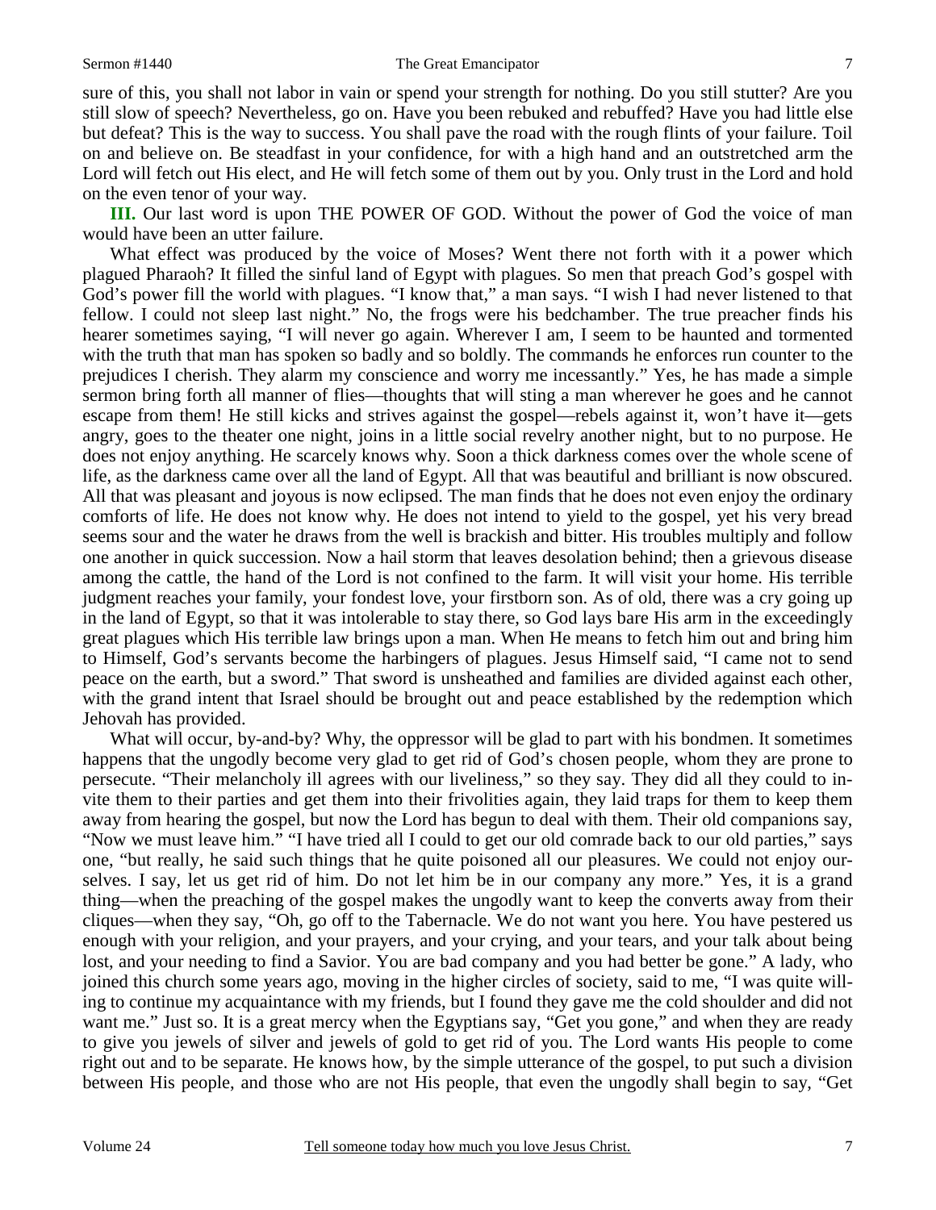sure of this, you shall not labor in vain or spend your strength for nothing. Do you still stutter? Are you still slow of speech? Nevertheless, go on. Have you been rebuked and rebuffed? Have you had little else but defeat? This is the way to success. You shall pave the road with the rough flints of your failure. Toil on and believe on. Be steadfast in your confidence, for with a high hand and an outstretched arm the Lord will fetch out His elect, and He will fetch some of them out by you. Only trust in the Lord and hold on the even tenor of your way.

**III.** Our last word is upon THE POWER OF GOD. Without the power of God the voice of man would have been an utter failure.

What effect was produced by the voice of Moses? Went there not forth with it a power which plagued Pharaoh? It filled the sinful land of Egypt with plagues. So men that preach God's gospel with God's power fill the world with plagues. "I know that," a man says. "I wish I had never listened to that fellow. I could not sleep last night." No, the frogs were his bedchamber. The true preacher finds his hearer sometimes saying, "I will never go again. Wherever I am, I seem to be haunted and tormented with the truth that man has spoken so badly and so boldly. The commands he enforces run counter to the prejudices I cherish. They alarm my conscience and worry me incessantly." Yes, he has made a simple sermon bring forth all manner of flies—thoughts that will sting a man wherever he goes and he cannot escape from them! He still kicks and strives against the gospel—rebels against it, won't have it—gets angry, goes to the theater one night, joins in a little social revelry another night, but to no purpose. He does not enjoy anything. He scarcely knows why. Soon a thick darkness comes over the whole scene of life, as the darkness came over all the land of Egypt. All that was beautiful and brilliant is now obscured. All that was pleasant and joyous is now eclipsed. The man finds that he does not even enjoy the ordinary comforts of life. He does not know why. He does not intend to yield to the gospel, yet his very bread seems sour and the water he draws from the well is brackish and bitter. His troubles multiply and follow one another in quick succession. Now a hail storm that leaves desolation behind; then a grievous disease among the cattle, the hand of the Lord is not confined to the farm. It will visit your home. His terrible judgment reaches your family, your fondest love, your firstborn son. As of old, there was a cry going up in the land of Egypt, so that it was intolerable to stay there, so God lays bare His arm in the exceedingly great plagues which His terrible law brings upon a man. When He means to fetch him out and bring him to Himself, God's servants become the harbingers of plagues. Jesus Himself said, "I came not to send peace on the earth, but a sword." That sword is unsheathed and families are divided against each other, with the grand intent that Israel should be brought out and peace established by the redemption which Jehovah has provided.

What will occur, by-and-by? Why, the oppressor will be glad to part with his bondmen. It sometimes happens that the ungodly become very glad to get rid of God's chosen people, whom they are prone to persecute. "Their melancholy ill agrees with our liveliness," so they say. They did all they could to invite them to their parties and get them into their frivolities again, they laid traps for them to keep them away from hearing the gospel, but now the Lord has begun to deal with them. Their old companions say, "Now we must leave him." "I have tried all I could to get our old comrade back to our old parties," says one, "but really, he said such things that he quite poisoned all our pleasures. We could not enjoy ourselves. I say, let us get rid of him. Do not let him be in our company any more." Yes, it is a grand thing—when the preaching of the gospel makes the ungodly want to keep the converts away from their cliques—when they say, "Oh, go off to the Tabernacle. We do not want you here. You have pestered us enough with your religion, and your prayers, and your crying, and your tears, and your talk about being lost, and your needing to find a Savior. You are bad company and you had better be gone." A lady, who joined this church some years ago, moving in the higher circles of society, said to me, "I was quite willing to continue my acquaintance with my friends, but I found they gave me the cold shoulder and did not want me." Just so. It is a great mercy when the Egyptians say, "Get you gone," and when they are ready to give you jewels of silver and jewels of gold to get rid of you. The Lord wants His people to come right out and to be separate. He knows how, by the simple utterance of the gospel, to put such a division between His people, and those who are not His people, that even the ungodly shall begin to say, "Get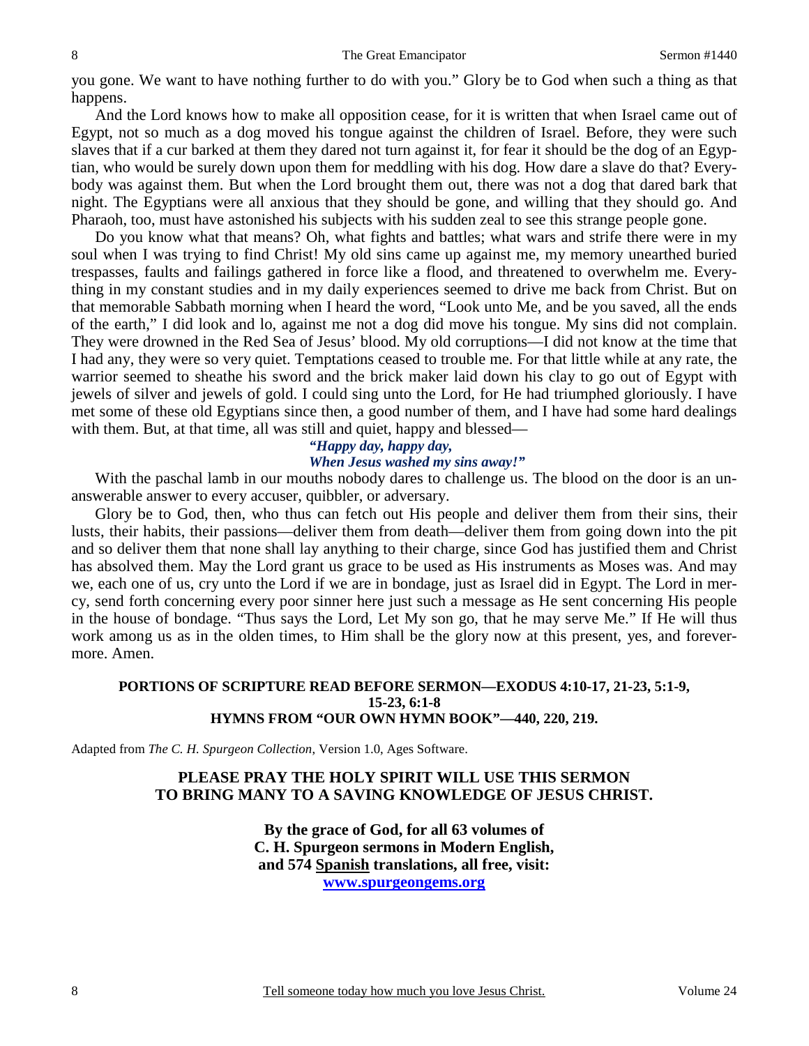you gone. We want to have nothing further to do with you." Glory be to God when such a thing as that happens.

And the Lord knows how to make all opposition cease, for it is written that when Israel came out of Egypt, not so much as a dog moved his tongue against the children of Israel. Before, they were such slaves that if a cur barked at them they dared not turn against it, for fear it should be the dog of an Egyptian, who would be surely down upon them for meddling with his dog. How dare a slave do that? Everybody was against them. But when the Lord brought them out, there was not a dog that dared bark that night. The Egyptians were all anxious that they should be gone, and willing that they should go. And Pharaoh, too, must have astonished his subjects with his sudden zeal to see this strange people gone.

Do you know what that means? Oh, what fights and battles; what wars and strife there were in my soul when I was trying to find Christ! My old sins came up against me, my memory unearthed buried trespasses, faults and failings gathered in force like a flood, and threatened to overwhelm me. Everything in my constant studies and in my daily experiences seemed to drive me back from Christ. But on that memorable Sabbath morning when I heard the word, "Look unto Me, and be you saved, all the ends of the earth," I did look and lo, against me not a dog did move his tongue. My sins did not complain. They were drowned in the Red Sea of Jesus' blood. My old corruptions—I did not know at the time that I had any, they were so very quiet. Temptations ceased to trouble me. For that little while at any rate, the warrior seemed to sheathe his sword and the brick maker laid down his clay to go out of Egypt with jewels of silver and jewels of gold. I could sing unto the Lord, for He had triumphed gloriously. I have met some of these old Egyptians since then, a good number of them, and I have had some hard dealings with them. But, at that time, all was still and quiet, happy and blessed—

*"Happy day, happy day,*
*When Jesus washed my sins away!"*

With the paschal lamb in our mouths nobody dares to challenge us. The blood on the door is an unanswerable answer to every accuser, quibbler, or adversary.

Glory be to God, then, who thus can fetch out His people and deliver them from their sins, their lusts, their habits, their passions—deliver them from death—deliver them from going down into the pit and so deliver them that none shall lay anything to their charge, since God has justified them and Christ has absolved them. May the Lord grant us grace to be used as His instruments as Moses was. And may we, each one of us, cry unto the Lord if we are in bondage, just as Israel did in Egypt. The Lord in mercy, send forth concerning every poor sinner here just such a message as He sent concerning His people in the house of bondage. "Thus says the Lord, Let My son go, that he may serve Me." If He will thus work among us as in the olden times, to Him shall be the glory now at this present, yes, and forevermore. Amen.

**PORTIONS OF SCRIPTURE READ BEFORE SERMON—EXODUS 4:10-17, 21-23, 5:1-9, 15-23, 6:1-8**
**HYMNS FROM "OUR OWN HYMN BOOK"—440, 220, 219.**

Adapted from *The C. H. Spurgeon Collection*, Version 1.0, Ages Software.

**PLEASE PRAY THE HOLY SPIRIT WILL USE THIS SERMON TO BRING MANY TO A SAVING KNOWLEDGE OF JESUS CHRIST.**

**By the grace of God, for all 63 volumes of C. H. Spurgeon sermons in Modern English, and 574 Spanish translations, all free, visit: www.spurgeongems.org**